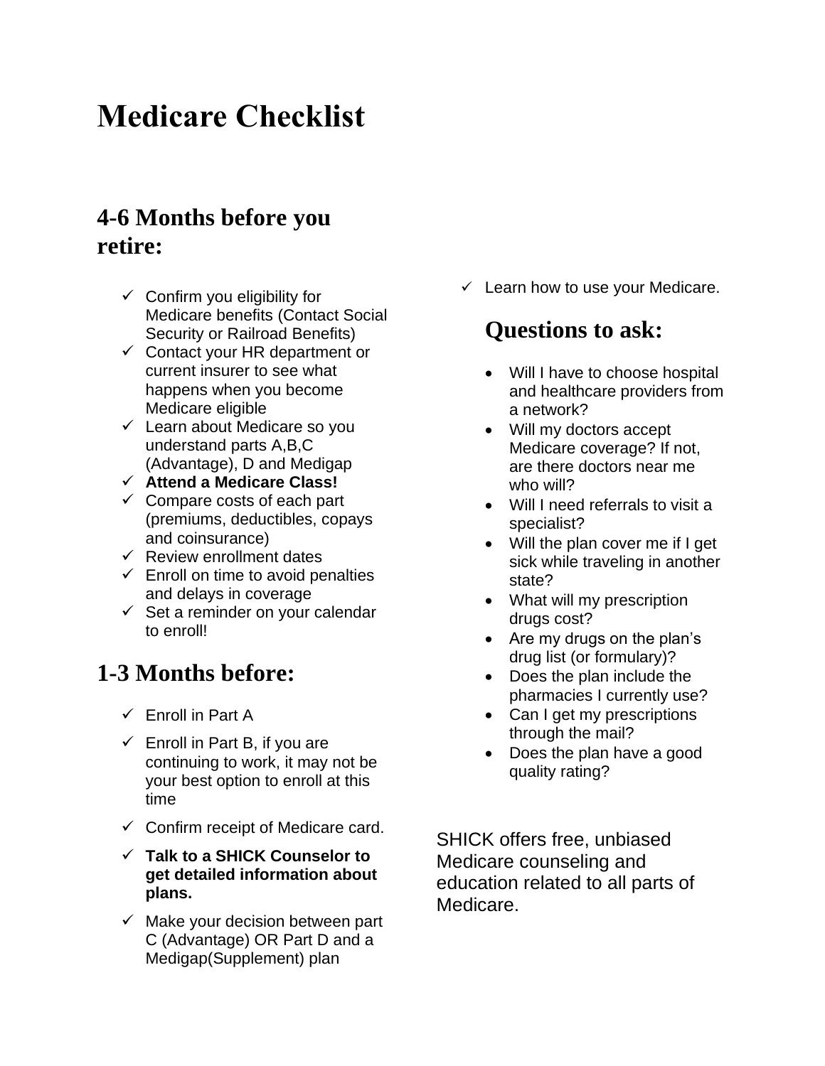# Medicare Checklist

## 4-6 Months before you retire:

- ✓ Confirm you eligibility for Medicare benefits (Contact Social Security or Railroad Benefits)
- ✓ Contact your HR department or current insurer to see what happens when you become Medicare eligible
- ✓ Learn about Medicare so you understand parts A,B,C (Advantage), D and Medigap
- ✓ **Attend a Medicare Class!**
- ✓ Compare costs of each part (premiums, deductibles, copays and coinsurance)
- ✓ Review enrollment dates
- ✓ Enroll on time to avoid penalties and delays in coverage
- ✓ Set a reminder on your calendar to enroll!

## 1-3 Months before:

- ✓ Enroll in Part A
- ✓ Enroll in Part B, if you are continuing to work, it may not be your best option to enroll at this time
- ✓ Confirm receipt of Medicare card.
- ✓ **Talk to a SHICK Counselor to get detailed information about plans.**
- ✓ Make your decision between part C (Advantage) OR Part D and a Medigap(Supplement) plan
- ✓ Learn how to use your Medicare.

## Questions to ask:

- Will I have to choose hospital and healthcare providers from a network?
- Will my doctors accept Medicare coverage? If not, are there doctors near me who will?
- Will I need referrals to visit a specialist?
- Will the plan cover me if I get sick while traveling in another state?
- What will my prescription drugs cost?
- Are my drugs on the plan's drug list (or formulary)?
- Does the plan include the pharmacies I currently use?
- Can I get my prescriptions through the mail?
- Does the plan have a good quality rating?

SHICK offers free, unbiased Medicare counseling and education related to all parts of Medicare.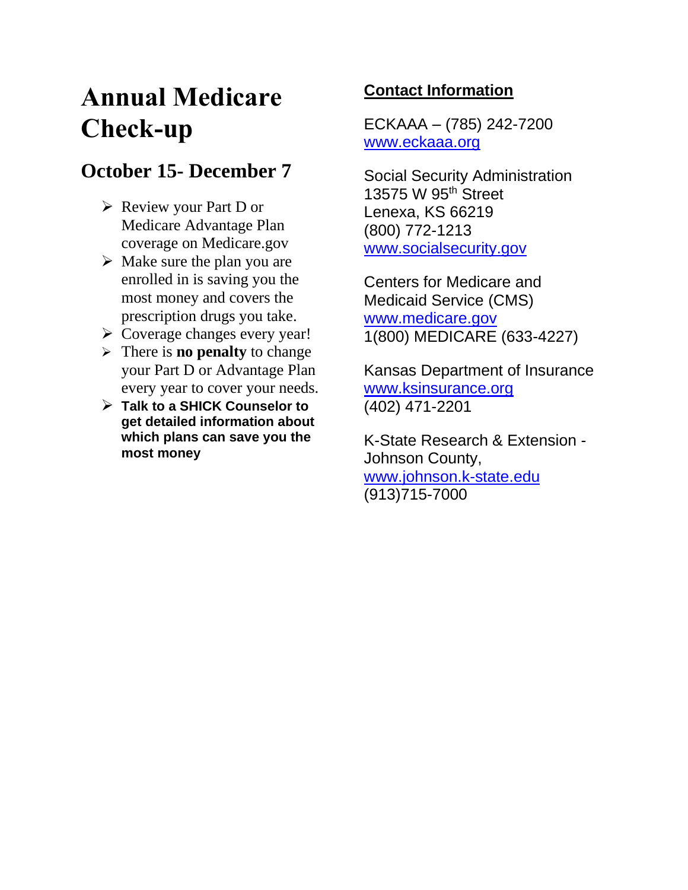# Annual Medicare Check-up

## October 15- December 7

- Review your Part D or Medicare Advantage Plan coverage on Medicare.gov
- Make sure the plan you are enrolled in is saving you the most money and covers the prescription drugs you take.
- Coverage changes every year!
- There is **no penalty** to change your Part D or Advantage Plan every year to cover your needs.
- **Talk to a SHICK Counselor to get detailed information about which plans can save you the most money**

**Contact Information**

ECKAAA – (785) 242-7200
www.eckaaa.org

Social Security Administration
13575 W 95th Street
Lenexa, KS 66219
(800) 772-1213
www.socialsecurity.gov

Centers for Medicare and Medicaid Service (CMS)
www.medicare.gov
1(800) MEDICARE (633-4227)

Kansas Department of Insurance
www.ksinsurance.org
(402) 471-2201

K-State Research & Extension - Johnson County,
www.johnson.k-state.edu
(913)715-7000